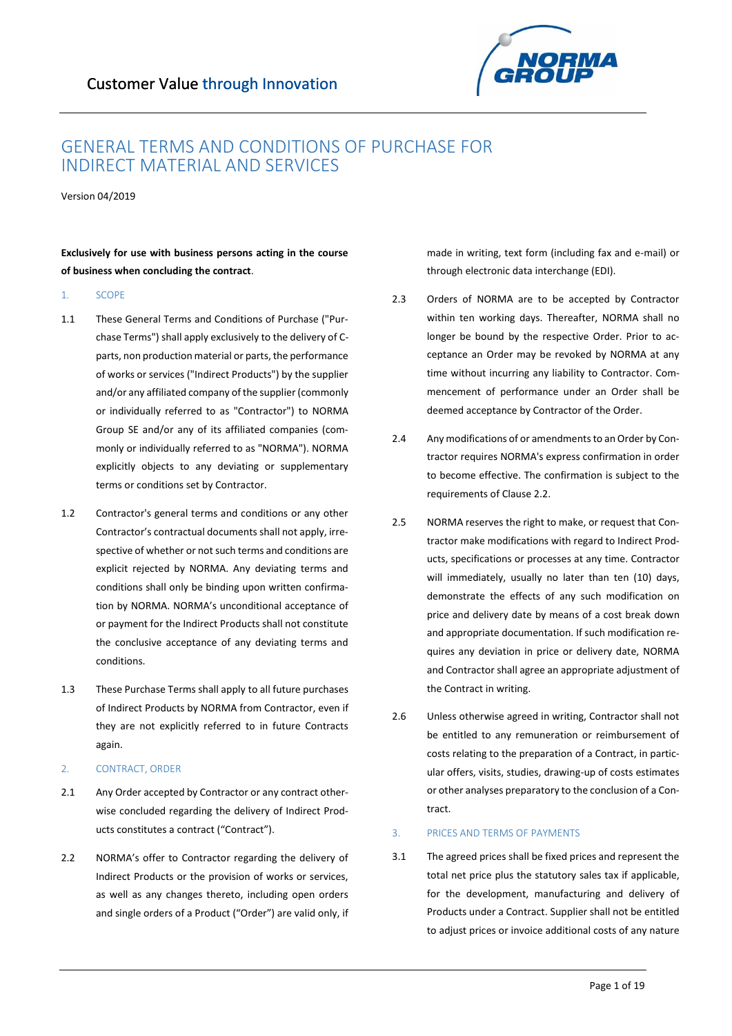Customer Value through Innovation

# GENERAL TERMS AND CONDITIONS OF PURCHASE FOR INDIRECT MATERIAL AND SERVICES

Version 04/2019

**Exclusively for use with business persons acting in the course of business when concluding the contract**.

## 1. SCOPE

1.1 These General Terms and Conditions of Purchase ("Purchase Terms") shall apply exclusively to the delivery of C-parts, non production material or parts, the performance of works or services ("Indirect Products") by the supplier and/or any affiliated company of the supplier (commonly or individually referred to as "Contractor") to NORMA Group SE and/or any of its affiliated companies (commonly or individually referred to as "NORMA"). NORMA explicitly objects to any deviating or supplementary terms or conditions set by Contractor.

1.2 Contractor's general terms and conditions or any other Contractor's contractual documents shall not apply, irrespective of whether or not such terms and conditions are explicit rejected by NORMA. Any deviating terms and conditions shall only be binding upon written confirmation by NORMA. NORMA's unconditional acceptance of or payment for the Indirect Products shall not constitute the conclusive acceptance of any deviating terms and conditions.

1.3 These Purchase Terms shall apply to all future purchases of Indirect Products by NORMA from Contractor, even if they are not explicitly referred to in future Contracts again.

## 2. CONTRACT, ORDER

2.1 Any Order accepted by Contractor or any contract otherwise concluded regarding the delivery of Indirect Products constitutes a contract ("Contract").

2.2 NORMA's offer to Contractor regarding the delivery of Indirect Products or the provision of works or services, as well as any changes thereto, including open orders and single orders of a Product ("Order") are valid only, if made in writing, text form (including fax and e-mail) or through electronic data interchange (EDI).

2.3 Orders of NORMA are to be accepted by Contractor within ten working days. Thereafter, NORMA shall no longer be bound by the respective Order. Prior to acceptance an Order may be revoked by NORMA at any time without incurring any liability to Contractor. Commencement of performance under an Order shall be deemed acceptance by Contractor of the Order.

2.4 Any modifications of or amendments to an Order by Contractor requires NORMA's express confirmation in order to become effective. The confirmation is subject to the requirements of Clause 2.2.

2.5 NORMA reserves the right to make, or request that Contractor make modifications with regard to Indirect Products, specifications or processes at any time. Contractor will immediately, usually no later than ten (10) days, demonstrate the effects of any such modification on price and delivery date by means of a cost break down and appropriate documentation. If such modification requires any deviation in price or delivery date, NORMA and Contractor shall agree an appropriate adjustment of the Contract in writing.

2.6 Unless otherwise agreed in writing, Contractor shall not be entitled to any remuneration or reimbursement of costs relating to the preparation of a Contract, in particular offers, visits, studies, drawing-up of costs estimates or other analyses preparatory to the conclusion of a Contract.

## 3. PRICES AND TERMS OF PAYMENTS

3.1 The agreed prices shall be fixed prices and represent the total net price plus the statutory sales tax if applicable, for the development, manufacturing and delivery of Products under a Contract. Supplier shall not be entitled to adjust prices or invoice additional costs of any nature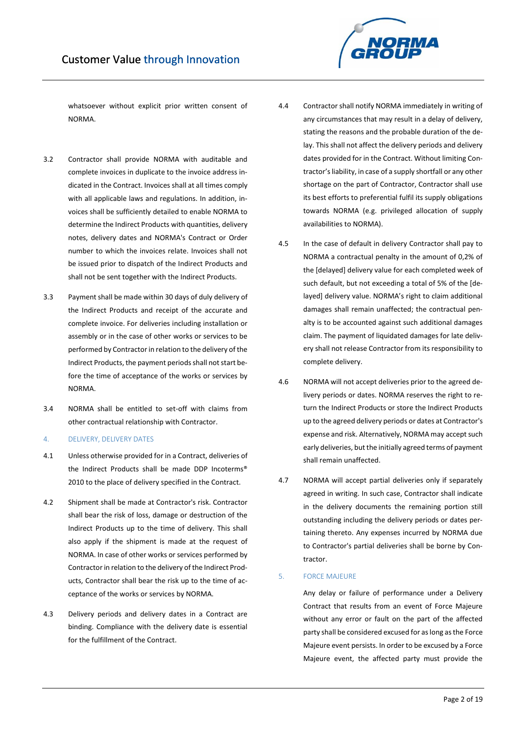whatsoever without explicit prior written consent of NORMA.

3.2 Contractor shall provide NORMA with auditable and complete invoices in duplicate to the invoice address indicated in the Contract. Invoices shall at all times comply with all applicable laws and regulations. In addition, invoices shall be sufficiently detailed to enable NORMA to determine the Indirect Products with quantities, delivery notes, delivery dates and NORMA's Contract or Order number to which the invoices relate. Invoices shall not be issued prior to dispatch of the Indirect Products and shall not be sent together with the Indirect Products.

3.3 Payment shall be made within 30 days of duly delivery of the Indirect Products and receipt of the accurate and complete invoice. For deliveries including installation or assembly or in the case of other works or services to be performed by Contractor in relation to the delivery of the Indirect Products, the payment periods shall not start before the time of acceptance of the works or services by NORMA.

3.4 NORMA shall be entitled to set-off with claims from other contractual relationship with Contractor.

## 4. DELIVERY, DELIVERY DATES

4.1 Unless otherwise provided for in a Contract, deliveries of the Indirect Products shall be made DDP Incoterms® 2010 to the place of delivery specified in the Contract.

4.2 Shipment shall be made at Contractor's risk. Contractor shall bear the risk of loss, damage or destruction of the Indirect Products up to the time of delivery. This shall also apply if the shipment is made at the request of NORMA. In case of other works or services performed by Contractor in relation to the delivery of the Indirect Products, Contractor shall bear the risk up to the time of acceptance of the works or services by NORMA.

4.3 Delivery periods and delivery dates in a Contract are binding. Compliance with the delivery date is essential for the fulfillment of the Contract.

4.4 Contractor shall notify NORMA immediately in writing of any circumstances that may result in a delay of delivery, stating the reasons and the probable duration of the delay. This shall not affect the delivery periods and delivery dates provided for in the Contract. Without limiting Contractor's liability, in case of a supply shortfall or any other shortage on the part of Contractor, Contractor shall use its best efforts to preferential fulfil its supply obligations towards NORMA (e.g. privileged allocation of supply availabilities to NORMA).

4.5 In the case of default in delivery Contractor shall pay to NORMA a contractual penalty in the amount of 0,2% of the [delayed] delivery value for each completed week of such default, but not exceeding a total of 5% of the [delayed] delivery value. NORMA's right to claim additional damages shall remain unaffected; the contractual penalty is to be accounted against such additional damages claim. The payment of liquidated damages for late delivery shall not release Contractor from its responsibility to complete delivery.

4.6 NORMA will not accept deliveries prior to the agreed delivery periods or dates. NORMA reserves the right to return the Indirect Products or store the Indirect Products up to the agreed delivery periods or dates at Contractor's expense and risk. Alternatively, NORMA may accept such early deliveries, but the initially agreed terms of payment shall remain unaffected.

4.7 NORMA will accept partial deliveries only if separately agreed in writing. In such case, Contractor shall indicate in the delivery documents the remaining portion still outstanding including the delivery periods or dates pertaining thereto. Any expenses incurred by NORMA due to Contractor's partial deliveries shall be borne by Contractor.

## 5. FORCE MAJEURE

Any delay or failure of performance under a Delivery Contract that results from an event of Force Majeure without any error or fault on the part of the affected party shall be considered excused for as long as the Force Majeure event persists. In order to be excused by a Force Majeure event, the affected party must provide the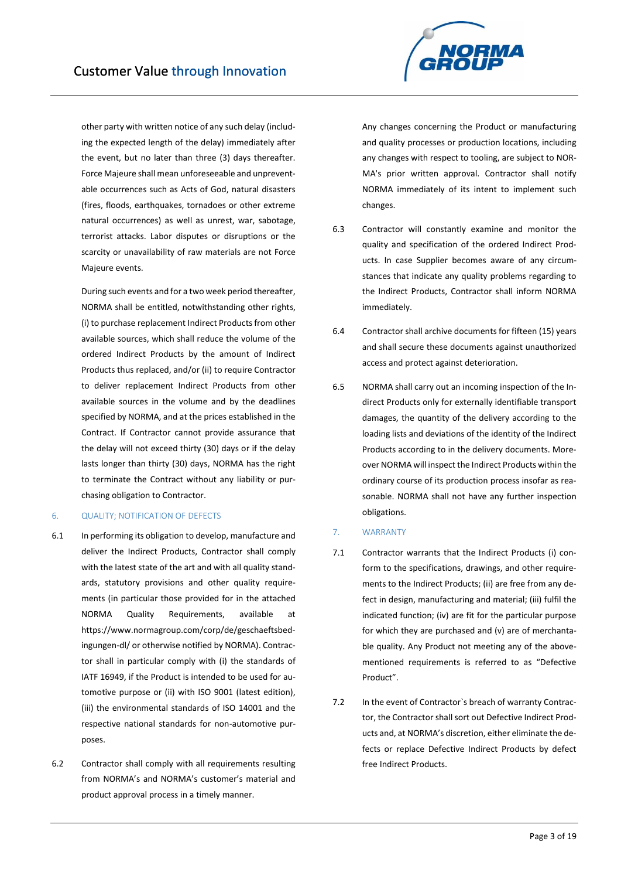other party with written notice of any such delay (including the expected length of the delay) immediately after the event, but no later than three (3) days thereafter. Force Majeure shall mean unforeseeable and unpreventable occurrences such as Acts of God, natural disasters (fires, floods, earthquakes, tornadoes or other extreme natural occurrences) as well as unrest, war, sabotage, terrorist attacks. Labor disputes or disruptions or the scarcity or unavailability of raw materials are not Force Majeure events.

During such events and for a two week period thereafter, NORMA shall be entitled, notwithstanding other rights, (i) to purchase replacement Indirect Products from other available sources, which shall reduce the volume of the ordered Indirect Products by the amount of Indirect Products thus replaced, and/or (ii) to require Contractor to deliver replacement Indirect Products from other available sources in the volume and by the deadlines specified by NORMA, and at the prices established in the Contract. If Contractor cannot provide assurance that the delay will not exceed thirty (30) days or if the delay lasts longer than thirty (30) days, NORMA has the right to terminate the Contract without any liability or purchasing obligation to Contractor.

## 6. QUALITY; NOTIFICATION OF DEFECTS

6.1 In performing its obligation to develop, manufacture and deliver the Indirect Products, Contractor shall comply with the latest state of the art and with all quality standards, statutory provisions and other quality requirements (in particular those provided for in the attached NORMA Quality Requirements, available at https://www.normagroup.com/corp/de/geschaeftsbedingungen-dl/ or otherwise notified by NORMA). Contractor shall in particular comply with (i) the standards of IATF 16949, if the Product is intended to be used for automotive purpose or (ii) with ISO 9001 (latest edition), (iii) the environmental standards of ISO 14001 and the respective national standards for non-automotive purposes.

6.2 Contractor shall comply with all requirements resulting from NORMA's and NORMA's customer's material and product approval process in a timely manner.

Any changes concerning the Product or manufacturing and quality processes or production locations, including any changes with respect to tooling, are subject to NORMA's prior written approval. Contractor shall notify NORMA immediately of its intent to implement such changes.

6.3 Contractor will constantly examine and monitor the quality and specification of the ordered Indirect Products. In case Supplier becomes aware of any circumstances that indicate any quality problems regarding to the Indirect Products, Contractor shall inform NORMA immediately.

6.4 Contractor shall archive documents for fifteen (15) years and shall secure these documents against unauthorized access and protect against deterioration.

6.5 NORMA shall carry out an incoming inspection of the Indirect Products only for externally identifiable transport damages, the quantity of the delivery according to the loading lists and deviations of the identity of the Indirect Products according to in the delivery documents. Moreover NORMA will inspect the Indirect Products within the ordinary course of its production process insofar as reasonable. NORMA shall not have any further inspection obligations.

## 7. WARRANTY

7.1 Contractor warrants that the Indirect Products (i) conform to the specifications, drawings, and other requirements to the Indirect Products; (ii) are free from any defect in design, manufacturing and material; (iii) fulfil the indicated function; (iv) are fit for the particular purpose for which they are purchased and (v) are of merchantable quality. Any Product not meeting any of the above-mentioned requirements is referred to as "Defective Product".

7.2 In the event of Contractor`s breach of warranty Contractor, the Contractor shall sort out Defective Indirect Products and, at NORMA's discretion, either eliminate the defects or replace Defective Indirect Products by defect free Indirect Products.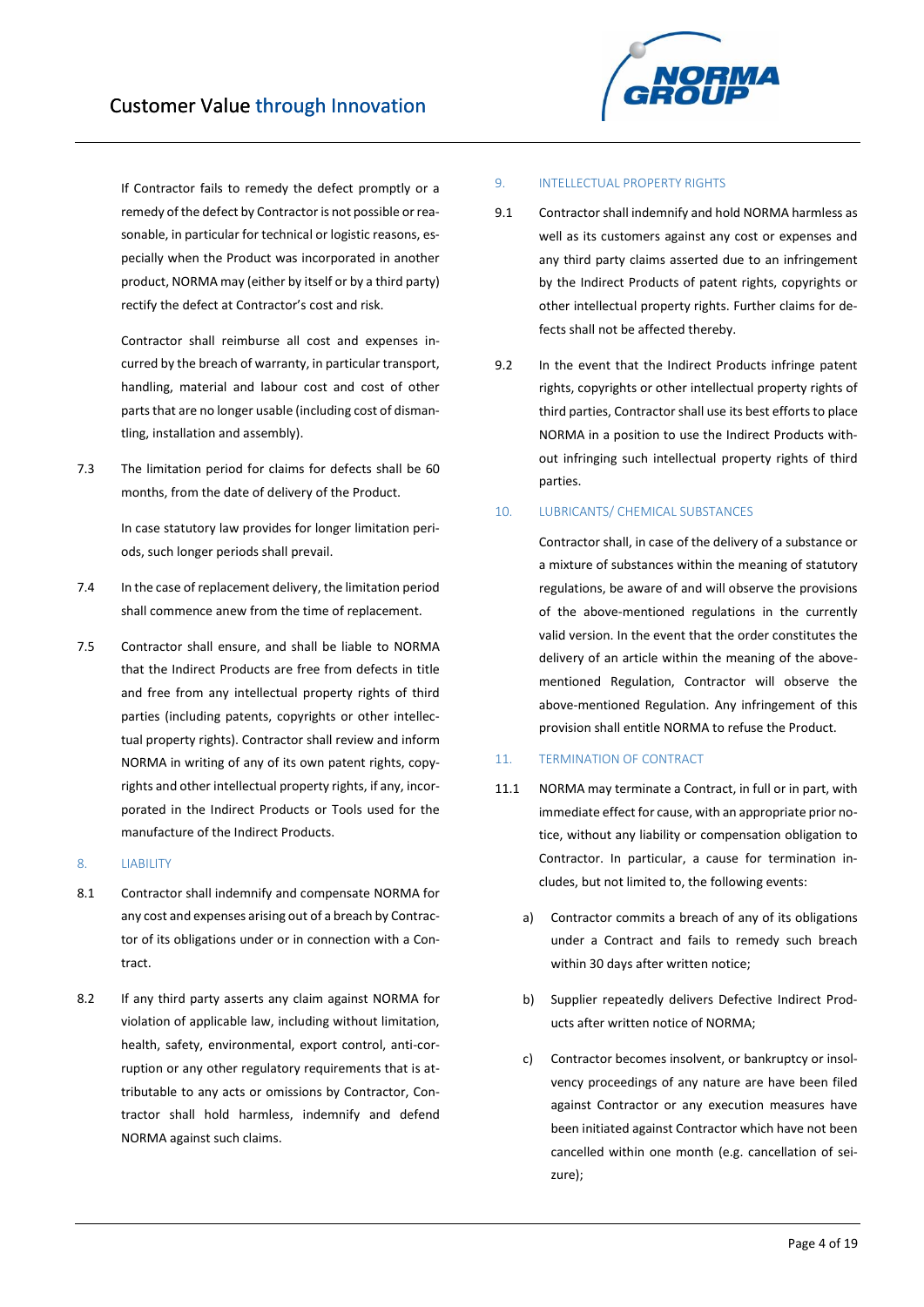If Contractor fails to remedy the defect promptly or a remedy of the defect by Contractor is not possible or reasonable, in particular for technical or logistic reasons, especially when the Product was incorporated in another product, NORMA may (either by itself or by a third party) rectify the defect at Contractor's cost and risk.

Contractor shall reimburse all cost and expenses incurred by the breach of warranty, in particular transport, handling, material and labour cost and cost of other parts that are no longer usable (including cost of dismantling, installation and assembly).

7.3 The limitation period for claims for defects shall be 60 months, from the date of delivery of the Product.

In case statutory law provides for longer limitation periods, such longer periods shall prevail.

7.4 In the case of replacement delivery, the limitation period shall commence anew from the time of replacement.

7.5 Contractor shall ensure, and shall be liable to NORMA that the Indirect Products are free from defects in title and free from any intellectual property rights of third parties (including patents, copyrights or other intellectual property rights). Contractor shall review and inform NORMA in writing of any of its own patent rights, copyrights and other intellectual property rights, if any, incorporated in the Indirect Products or Tools used for the manufacture of the Indirect Products.

## 8. LIABILITY

8.1 Contractor shall indemnify and compensate NORMA for any cost and expenses arising out of a breach by Contractor of its obligations under or in connection with a Contract.

8.2 If any third party asserts any claim against NORMA for violation of applicable law, including without limitation, health, safety, environmental, export control, anti-corruption or any other regulatory requirements that is attributable to any acts or omissions by Contractor, Contractor shall hold harmless, indemnify and defend NORMA against such claims.

## 9. INTELLECTUAL PROPERTY RIGHTS

9.1 Contractor shall indemnify and hold NORMA harmless as well as its customers against any cost or expenses and any third party claims asserted due to an infringement by the Indirect Products of patent rights, copyrights or other intellectual property rights. Further claims for defects shall not be affected thereby.

9.2 In the event that the Indirect Products infringe patent rights, copyrights or other intellectual property rights of third parties, Contractor shall use its best efforts to place NORMA in a position to use the Indirect Products without infringing such intellectual property rights of third parties.

## 10. LUBRICANTS/ CHEMICAL SUBSTANCES

Contractor shall, in case of the delivery of a substance or a mixture of substances within the meaning of statutory regulations, be aware of and will observe the provisions of the above-mentioned regulations in the currently valid version. In the event that the order constitutes the delivery of an article within the meaning of the above-mentioned Regulation, Contractor will observe the above-mentioned Regulation. Any infringement of this provision shall entitle NORMA to refuse the Product.

## 11. TERMINATION OF CONTRACT

11.1 NORMA may terminate a Contract, in full or in part, with immediate effect for cause, with an appropriate prior notice, without any liability or compensation obligation to Contractor. In particular, a cause for termination includes, but not limited to, the following events:

a) Contractor commits a breach of any of its obligations under a Contract and fails to remedy such breach within 30 days after written notice;

b) Supplier repeatedly delivers Defective Indirect Products after written notice of NORMA;

c) Contractor becomes insolvent, or bankruptcy or insolvency proceedings of any nature are have been filed against Contractor or any execution measures have been initiated against Contractor which have not been cancelled within one month (e.g. cancellation of seizure);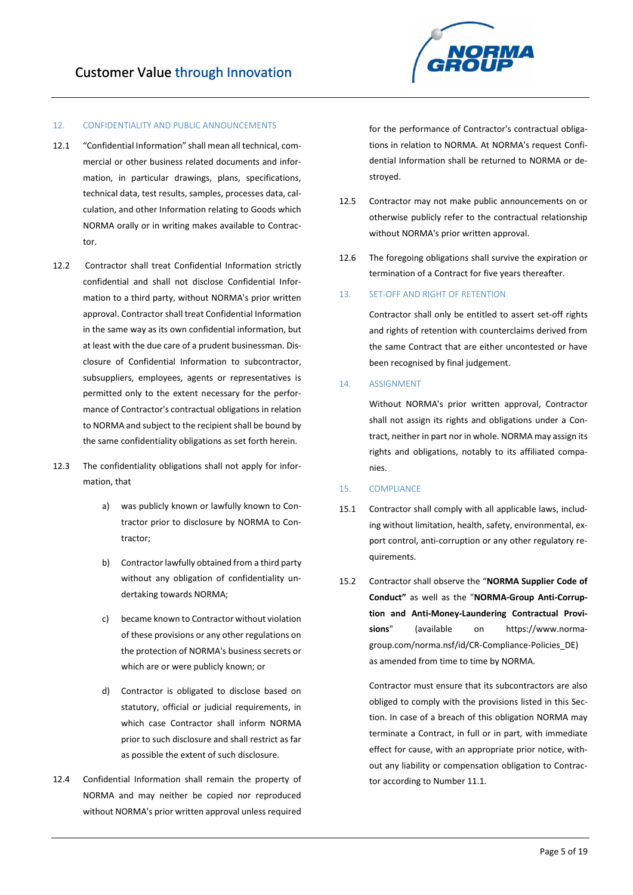## 12. CONFIDENTIALITY AND PUBLIC ANNOUNCEMENTS

12.1 "Confidential Information" shall mean all technical, commercial or other business related documents and information, in particular drawings, plans, specifications, technical data, test results, samples, processes data, calculation, and other Information relating to Goods which NORMA orally or in writing makes available to Contractor.

12.2 Contractor shall treat Confidential Information strictly confidential and shall not disclose Confidential Information to a third party, without NORMA's prior written approval. Contractor shall treat Confidential Information in the same way as its own confidential information, but at least with the due care of a prudent businessman. Disclosure of Confidential Information to subcontractor, subsuppliers, employees, agents or representatives is permitted only to the extent necessary for the performance of Contractor's contractual obligations in relation to NORMA and subject to the recipient shall be bound by the same confidentiality obligations as set forth herein.

12.3 The confidentiality obligations shall not apply for information, that

a) was publicly known or lawfully known to Contractor prior to disclosure by NORMA to Contractor;

b) Contractor lawfully obtained from a third party without any obligation of confidentiality undertaking towards NORMA;

c) became known to Contractor without violation of these provisions or any other regulations on the protection of NORMA's business secrets or which are or were publicly known; or

d) Contractor is obligated to disclose based on statutory, official or judicial requirements, in which case Contractor shall inform NORMA prior to such disclosure and shall restrict as far as possible the extent of such disclosure.

12.4 Confidential Information shall remain the property of NORMA and may neither be copied nor reproduced without NORMA's prior written approval unless required for the performance of Contractor's contractual obligations in relation to NORMA. At NORMA's request Confidential Information shall be returned to NORMA or destroyed.

12.5 Contractor may not make public announcements on or otherwise publicly refer to the contractual relationship without NORMA's prior written approval.

12.6 The foregoing obligations shall survive the expiration or termination of a Contract for five years thereafter.

## 13. SET-OFF AND RIGHT OF RETENTION

Contractor shall only be entitled to assert set-off rights and rights of retention with counterclaims derived from the same Contract that are either uncontested or have been recognised by final judgement.

## 14. ASSIGNMENT

Without NORMA's prior written approval, Contractor shall not assign its rights and obligations under a Contract, neither in part nor in whole. NORMA may assign its rights and obligations, notably to its affiliated companies.

## 15. COMPLIANCE

15.1 Contractor shall comply with all applicable laws, including without limitation, health, safety, environmental, export control, anti-corruption or any other regulatory requirements.

15.2 Contractor shall observe the "**NORMA Supplier Code of Conduct"** as well as the "**NORMA-Group Anti-Corruption and Anti-Money-Laundering Contractual Provisions**" (available on https://www.norma-group.com/norma.nsf/id/CR-Compliance-Policies_DE) as amended from time to time by NORMA.

Contractor must ensure that its subcontractors are also obliged to comply with the provisions listed in this Section. In case of a breach of this obligation NORMA may terminate a Contract, in full or in part, with immediate effect for cause, with an appropriate prior notice, without any liability or compensation obligation to Contractor according to Number 11.1.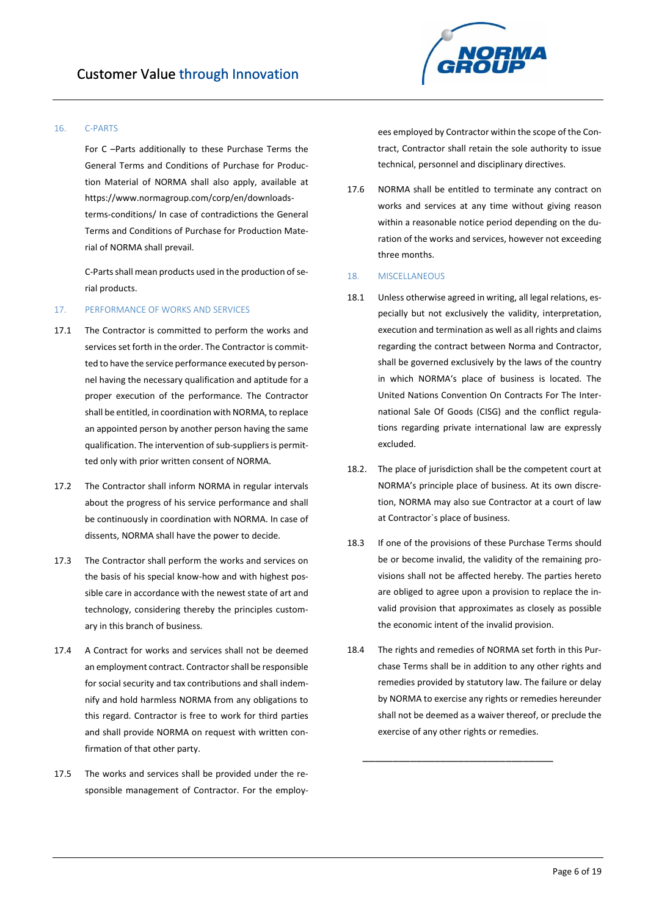## 16. C-PARTS

For C –Parts additionally to these Purchase Terms the General Terms and Conditions of Purchase for Production Material of NORMA shall also apply, available at https://www.normagroup.com/corp/en/downloads-terms-conditions/ In case of contradictions the General Terms and Conditions of Purchase for Production Material of NORMA shall prevail.

C-Parts shall mean products used in the production of serial products.

## 17. PERFORMANCE OF WORKS AND SERVICES

17.1 The Contractor is committed to perform the works and services set forth in the order. The Contractor is committed to have the service performance executed by personnel having the necessary qualification and aptitude for a proper execution of the performance. The Contractor shall be entitled, in coordination with NORMA, to replace an appointed person by another person having the same qualification. The intervention of sub-suppliers is permitted only with prior written consent of NORMA.

17.2 The Contractor shall inform NORMA in regular intervals about the progress of his service performance and shall be continuously in coordination with NORMA. In case of dissents, NORMA shall have the power to decide.

17.3 The Contractor shall perform the works and services on the basis of his special know-how and with highest possible care in accordance with the newest state of art and technology, considering thereby the principles customary in this branch of business.

17.4 A Contract for works and services shall not be deemed an employment contract. Contractor shall be responsible for social security and tax contributions and shall indemnify and hold harmless NORMA from any obligations to this regard. Contractor is free to work for third parties and shall provide NORMA on request with written confirmation of that other party.

17.5 The works and services shall be provided under the responsible management of Contractor. For the employees employed by Contractor within the scope of the Contract, Contractor shall retain the sole authority to issue technical, personnel and disciplinary directives.

17.6 NORMA shall be entitled to terminate any contract on works and services at any time without giving reason within a reasonable notice period depending on the duration of the works and services, however not exceeding three months.

## 18. MISCELLANEOUS

18.1 Unless otherwise agreed in writing, all legal relations, especially but not exclusively the validity, interpretation, execution and termination as well as all rights and claims regarding the contract between Norma and Contractor, shall be governed exclusively by the laws of the country in which NORMA's place of business is located. The United Nations Convention On Contracts For The International Sale Of Goods (CISG) and the conflict regulations regarding private international law are expressly excluded.

18.2. The place of jurisdiction shall be the competent court at NORMA's principle place of business. At its own discretion, NORMA may also sue Contractor at a court of law at Contractor`s place of business.

18.3 If one of the provisions of these Purchase Terms should be or become invalid, the validity of the remaining provisions shall not be affected hereby. The parties hereto are obliged to agree upon a provision to replace the invalid provision that approximates as closely as possible the economic intent of the invalid provision.

18.4 The rights and remedies of NORMA set forth in this Purchase Terms shall be in addition to any other rights and remedies provided by statutory law. The failure or delay by NORMA to exercise any rights or remedies hereunder shall not be deemed as a waiver thereof, or preclude the exercise of any other rights or remedies.

---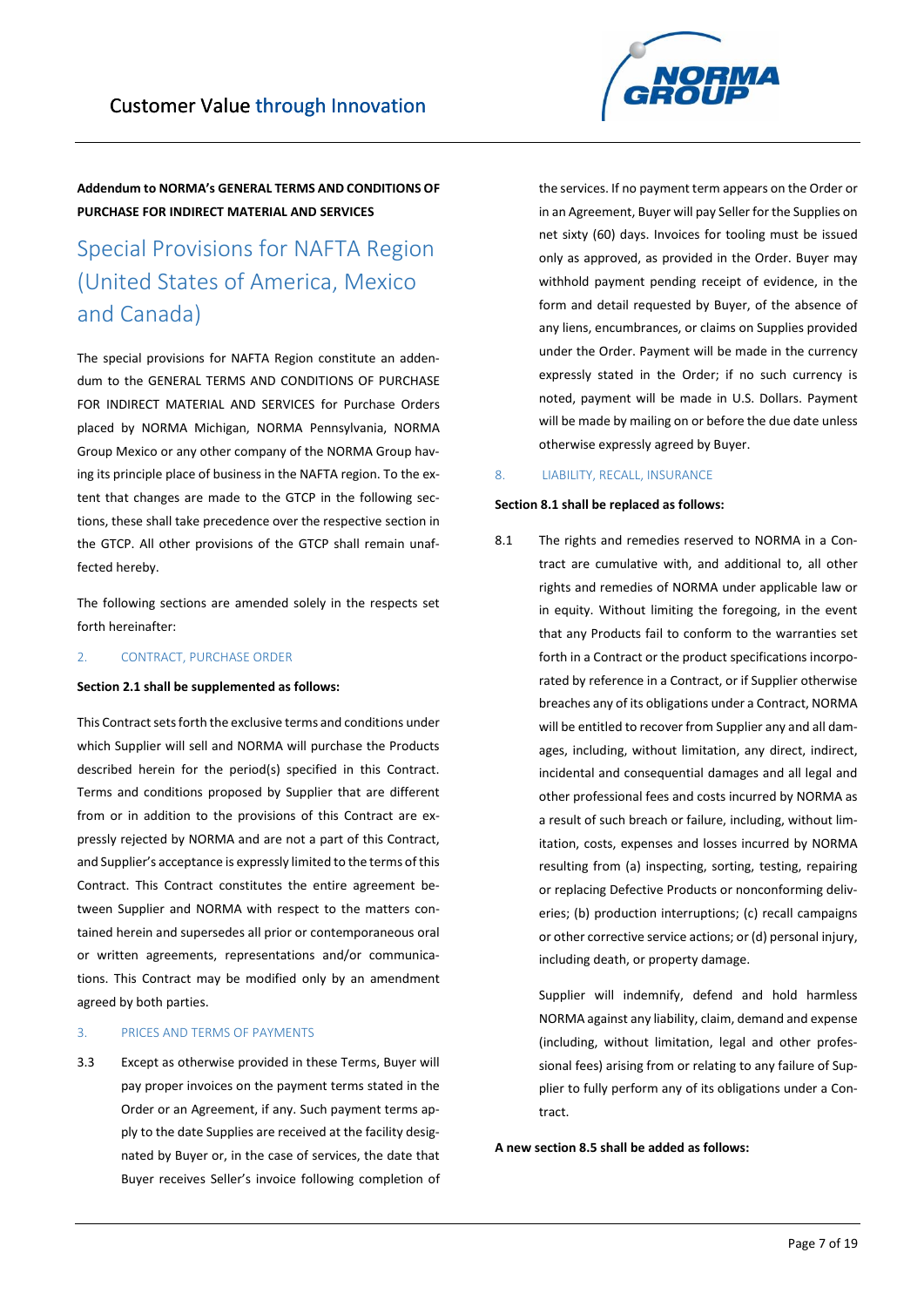**Addendum to NORMA's GENERAL TERMS AND CONDITIONS OF PURCHASE FOR INDIRECT MATERIAL AND SERVICES**

# Special Provisions for NAFTA Region (United States of America, Mexico and Canada)

The special provisions for NAFTA Region constitute an addendum to the GENERAL TERMS AND CONDITIONS OF PURCHASE FOR INDIRECT MATERIAL AND SERVICES for Purchase Orders placed by NORMA Michigan, NORMA Pennsylvania, NORMA Group Mexico or any other company of the NORMA Group having its principle place of business in the NAFTA region. To the extent that changes are made to the GTCP in the following sections, these shall take precedence over the respective section in the GTCP. All other provisions of the GTCP shall remain unaffected hereby.

The following sections are amended solely in the respects set forth hereinafter:

## 2. CONTRACT, PURCHASE ORDER

**Section 2.1 shall be supplemented as follows:**

This Contract sets forth the exclusive terms and conditions under which Supplier will sell and NORMA will purchase the Products described herein for the period(s) specified in this Contract. Terms and conditions proposed by Supplier that are different from or in addition to the provisions of this Contract are expressly rejected by NORMA and are not a part of this Contract, and Supplier's acceptance is expressly limited to the terms of this Contract. This Contract constitutes the entire agreement between Supplier and NORMA with respect to the matters contained herein and supersedes all prior or contemporaneous oral or written agreements, representations and/or communications. This Contract may be modified only by an amendment agreed by both parties.

## 3. PRICES AND TERMS OF PAYMENTS

3.3 Except as otherwise provided in these Terms, Buyer will pay proper invoices on the payment terms stated in the Order or an Agreement, if any. Such payment terms apply to the date Supplies are received at the facility designated by Buyer or, in the case of services, the date that Buyer receives Seller's invoice following completion of the services. If no payment term appears on the Order or in an Agreement, Buyer will pay Seller for the Supplies on net sixty (60) days. Invoices for tooling must be issued only as approved, as provided in the Order. Buyer may withhold payment pending receipt of evidence, in the form and detail requested by Buyer, of the absence of any liens, encumbrances, or claims on Supplies provided under the Order. Payment will be made in the currency expressly stated in the Order; if no such currency is noted, payment will be made in U.S. Dollars. Payment will be made by mailing on or before the due date unless otherwise expressly agreed by Buyer.

## 8. LIABILITY, RECALL, INSURANCE

**Section 8.1 shall be replaced as follows:**

8.1 The rights and remedies reserved to NORMA in a Contract are cumulative with, and additional to, all other rights and remedies of NORMA under applicable law or in equity. Without limiting the foregoing, in the event that any Products fail to conform to the warranties set forth in a Contract or the product specifications incorporated by reference in a Contract, or if Supplier otherwise breaches any of its obligations under a Contract, NORMA will be entitled to recover from Supplier any and all damages, including, without limitation, any direct, indirect, incidental and consequential damages and all legal and other professional fees and costs incurred by NORMA as a result of such breach or failure, including, without limitation, costs, expenses and losses incurred by NORMA resulting from (a) inspecting, sorting, testing, repairing or replacing Defective Products or nonconforming deliveries; (b) production interruptions; (c) recall campaigns or other corrective service actions; or (d) personal injury, including death, or property damage.

Supplier will indemnify, defend and hold harmless NORMA against any liability, claim, demand and expense (including, without limitation, legal and other professional fees) arising from or relating to any failure of Supplier to fully perform any of its obligations under a Contract.

**A new section 8.5 shall be added as follows:**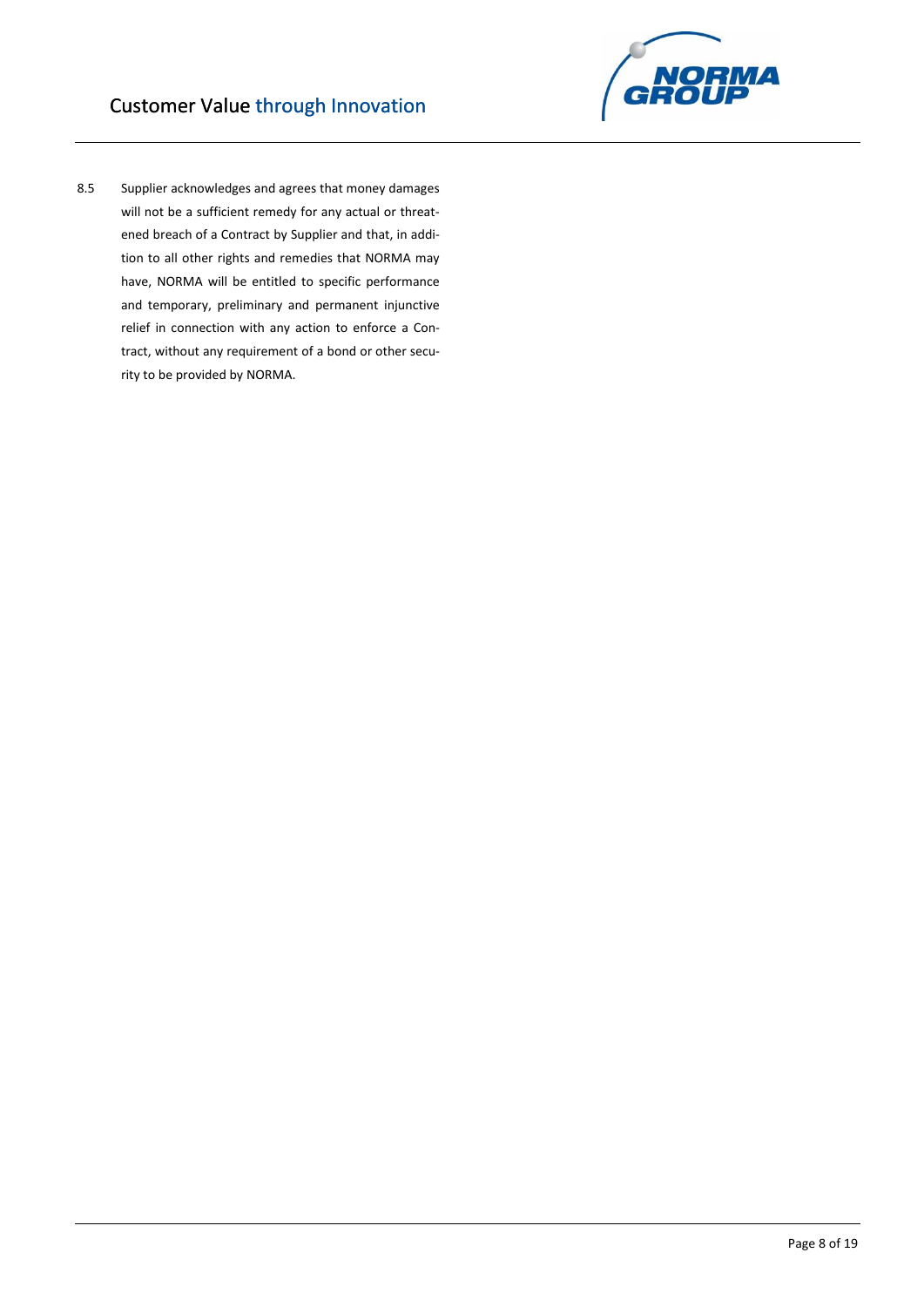8.5 Supplier acknowledges and agrees that money damages will not be a sufficient remedy for any actual or threatened breach of a Contract by Supplier and that, in addition to all other rights and remedies that NORMA may have, NORMA will be entitled to specific performance and temporary, preliminary and permanent injunctive relief in connection with any action to enforce a Contract, without any requirement of a bond or other security to be provided by NORMA.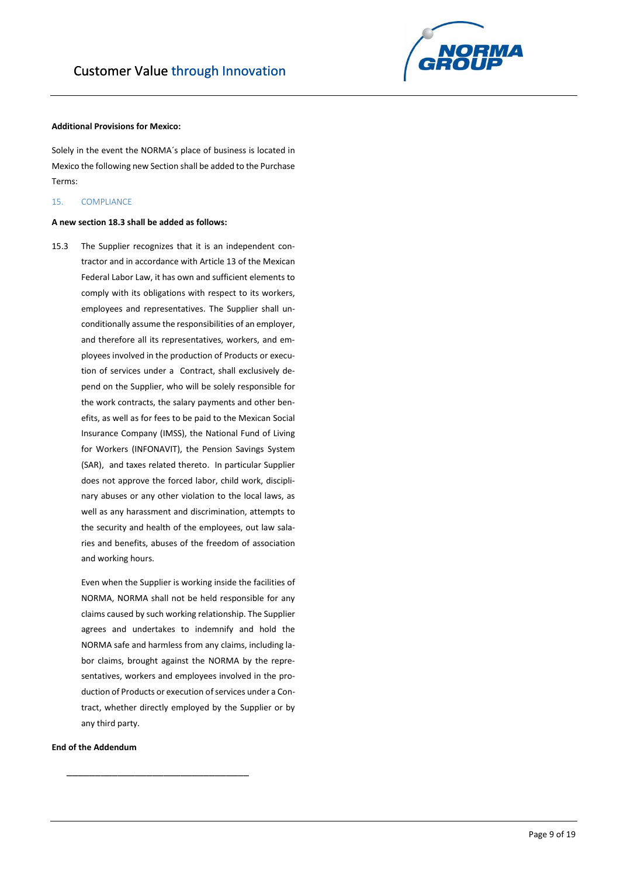**Additional Provisions for Mexico:**

Solely in the event the NORMA´s place of business is located in Mexico the following new Section shall be added to the Purchase Terms:

## 15. COMPLIANCE

**A new section 18.3 shall be added as follows:**

15.3 The Supplier recognizes that it is an independent contractor and in accordance with Article 13 of the Mexican Federal Labor Law, it has own and sufficient elements to comply with its obligations with respect to its workers, employees and representatives. The Supplier shall unconditionally assume the responsibilities of an employer, and therefore all its representatives, workers, and employees involved in the production of Products or execution of services under a Contract, shall exclusively depend on the Supplier, who will be solely responsible for the work contracts, the salary payments and other benefits, as well as for fees to be paid to the Mexican Social Insurance Company (IMSS), the National Fund of Living for Workers (INFONAVIT), the Pension Savings System (SAR), and taxes related thereto. In particular Supplier does not approve the forced labor, child work, disciplinary abuses or any other violation to the local laws, as well as any harassment and discrimination, attempts to the security and health of the employees, out law salaries and benefits, abuses of the freedom of association and working hours.

Even when the Supplier is working inside the facilities of NORMA, NORMA shall not be held responsible for any claims caused by such working relationship. The Supplier agrees and undertakes to indemnify and hold the NORMA safe and harmless from any claims, including labor claims, brought against the NORMA by the representatives, workers and employees involved in the production of Products or execution of services under a Contract, whether directly employed by the Supplier or by any third party.

**End of the Addendum**

\_\_\_\_\_\_\_\_\_\_\_\_\_\_\_\_\_\_\_\_\_\_\_\_\_\_\_\_\_\_\_\_\_\_\_\_\_\_\_\_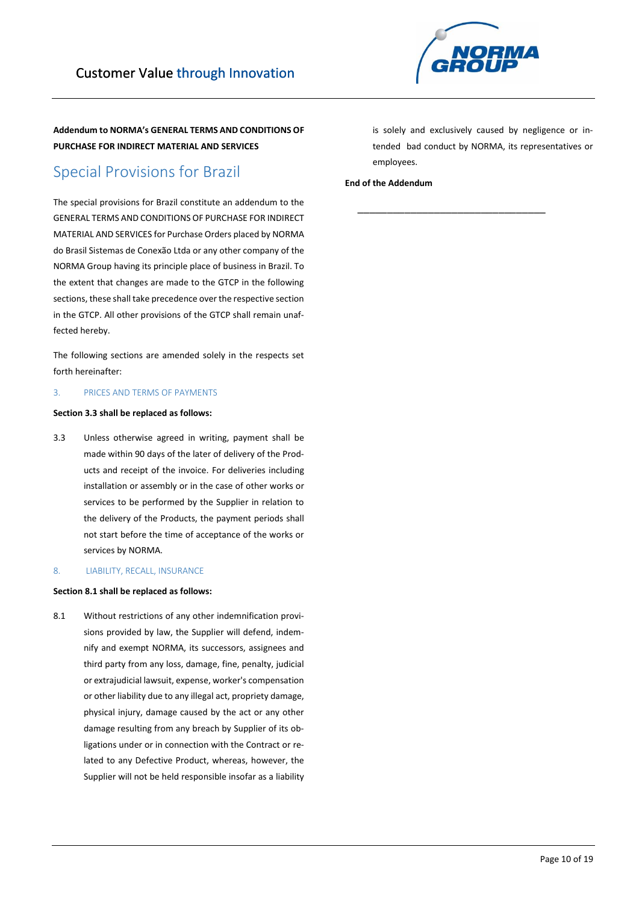**Addendum to NORMA's GENERAL TERMS AND CONDITIONS OF PURCHASE FOR INDIRECT MATERIAL AND SERVICES**

## Special Provisions for Brazil

The special provisions for Brazil constitute an addendum to the GENERAL TERMS AND CONDITIONS OF PURCHASE FOR INDIRECT MATERIAL AND SERVICES for Purchase Orders placed by NORMA do Brasil Sistemas de Conexão Ltda or any other company of the NORMA Group having its principle place of business in Brazil. To the extent that changes are made to the GTCP in the following sections, these shall take precedence over the respective section in the GTCP. All other provisions of the GTCP shall remain unaffected hereby.

The following sections are amended solely in the respects set forth hereinafter:

### 3. PRICES AND TERMS OF PAYMENTS

**Section 3.3 shall be replaced as follows:**

3.3 Unless otherwise agreed in writing, payment shall be made within 90 days of the later of delivery of the Products and receipt of the invoice. For deliveries including installation or assembly or in the case of other works or services to be performed by the Supplier in relation to the delivery of the Products, the payment periods shall not start before the time of acceptance of the works or services by NORMA.

### 8. LIABILITY, RECALL, INSURANCE

**Section 8.1 shall be replaced as follows:**

8.1 Without restrictions of any other indemnification provisions provided by law, the Supplier will defend, indemnify and exempt NORMA, its successors, assignees and third party from any loss, damage, fine, penalty, judicial or extrajudicial lawsuit, expense, worker's compensation or other liability due to any illegal act, propriety damage, physical injury, damage caused by the act or any other damage resulting from any breach by Supplier of its obligations under or in connection with the Contract or related to any Defective Product, whereas, however, the Supplier will not be held responsible insofar as a liability is solely and exclusively caused by negligence or intended bad conduct by NORMA, its representatives or employees.

**End of the Addendum**

---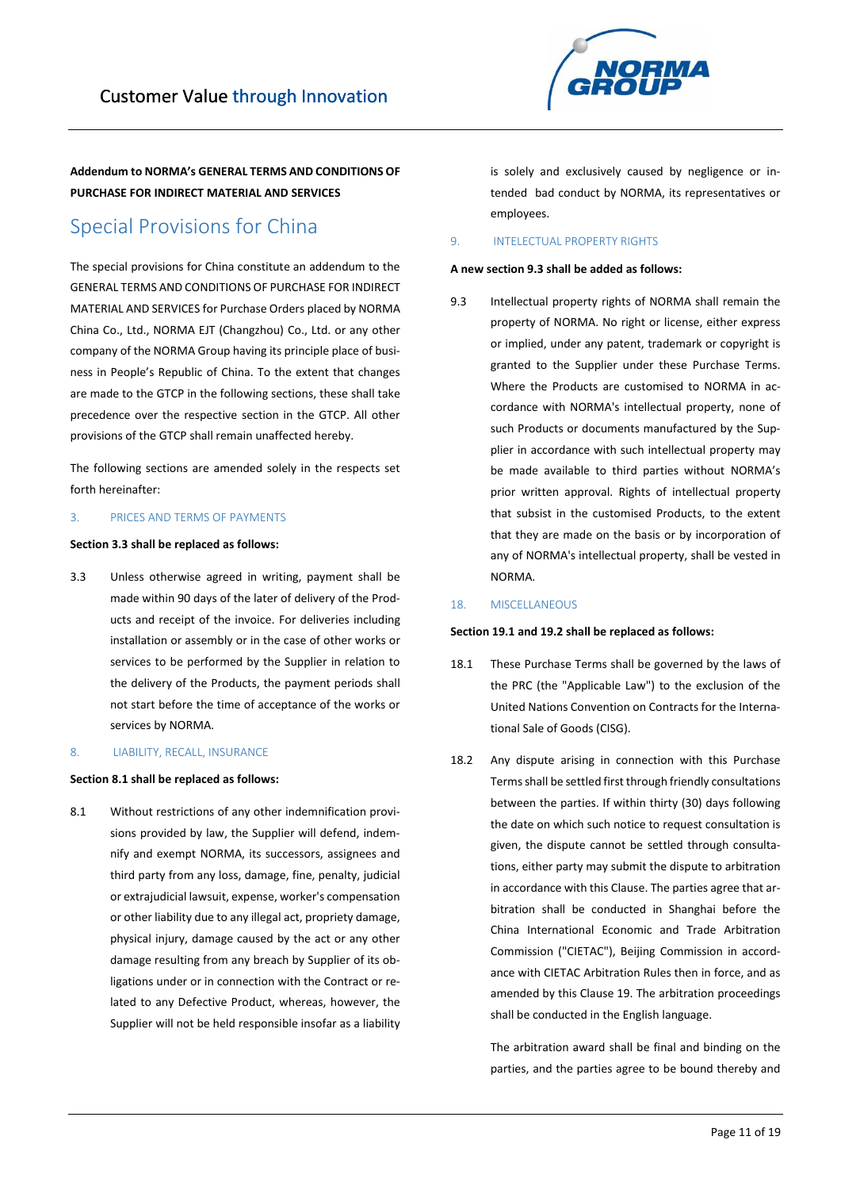**Addendum to NORMA's GENERAL TERMS AND CONDITIONS OF PURCHASE FOR INDIRECT MATERIAL AND SERVICES**

# Special Provisions for China

The special provisions for China constitute an addendum to the GENERAL TERMS AND CONDITIONS OF PURCHASE FOR INDIRECT MATERIAL AND SERVICES for Purchase Orders placed by NORMA China Co., Ltd., NORMA EJT (Changzhou) Co., Ltd. or any other company of the NORMA Group having its principle place of business in People's Republic of China. To the extent that changes are made to the GTCP in the following sections, these shall take precedence over the respective section in the GTCP. All other provisions of the GTCP shall remain unaffected hereby.

The following sections are amended solely in the respects set forth hereinafter:

## 3. PRICES AND TERMS OF PAYMENTS

**Section 3.3 shall be replaced as follows:**

3.3 Unless otherwise agreed in writing, payment shall be made within 90 days of the later of delivery of the Products and receipt of the invoice. For deliveries including installation or assembly or in the case of other works or services to be performed by the Supplier in relation to the delivery of the Products, the payment periods shall not start before the time of acceptance of the works or services by NORMA.

## 8. LIABILITY, RECALL, INSURANCE

**Section 8.1 shall be replaced as follows:**

8.1 Without restrictions of any other indemnification provisions provided by law, the Supplier will defend, indemnify and exempt NORMA, its successors, assignees and third party from any loss, damage, fine, penalty, judicial or extrajudicial lawsuit, expense, worker's compensation or other liability due to any illegal act, propriety damage, physical injury, damage caused by the act or any other damage resulting from any breach by Supplier of its obligations under or in connection with the Contract or related to any Defective Product, whereas, however, the Supplier will not be held responsible insofar as a liability is solely and exclusively caused by negligence or intended bad conduct by NORMA, its representatives or employees.

## 9. INTELECTUAL PROPERTY RIGHTS

**A new section 9.3 shall be added as follows:**

9.3 Intellectual property rights of NORMA shall remain the property of NORMA. No right or license, either express or implied, under any patent, trademark or copyright is granted to the Supplier under these Purchase Terms. Where the Products are customised to NORMA in accordance with NORMA's intellectual property, none of such Products or documents manufactured by the Supplier in accordance with such intellectual property may be made available to third parties without NORMA's prior written approval. Rights of intellectual property that subsist in the customised Products, to the extent that they are made on the basis or by incorporation of any of NORMA's intellectual property, shall be vested in NORMA.

## 18. MISCELLANEOUS

**Section 19.1 and 19.2 shall be replaced as follows:**

18.1 These Purchase Terms shall be governed by the laws of the PRC (the "Applicable Law") to the exclusion of the United Nations Convention on Contracts for the International Sale of Goods (CISG).

18.2 Any dispute arising in connection with this Purchase Terms shall be settled first through friendly consultations between the parties. If within thirty (30) days following the date on which such notice to request consultation is given, the dispute cannot be settled through consultations, either party may submit the dispute to arbitration in accordance with this Clause. The parties agree that arbitration shall be conducted in Shanghai before the China International Economic and Trade Arbitration Commission ("CIETAC"), Beijing Commission in accordance with CIETAC Arbitration Rules then in force, and as amended by this Clause 19. The arbitration proceedings shall be conducted in the English language.

The arbitration award shall be final and binding on the parties, and the parties agree to be bound thereby and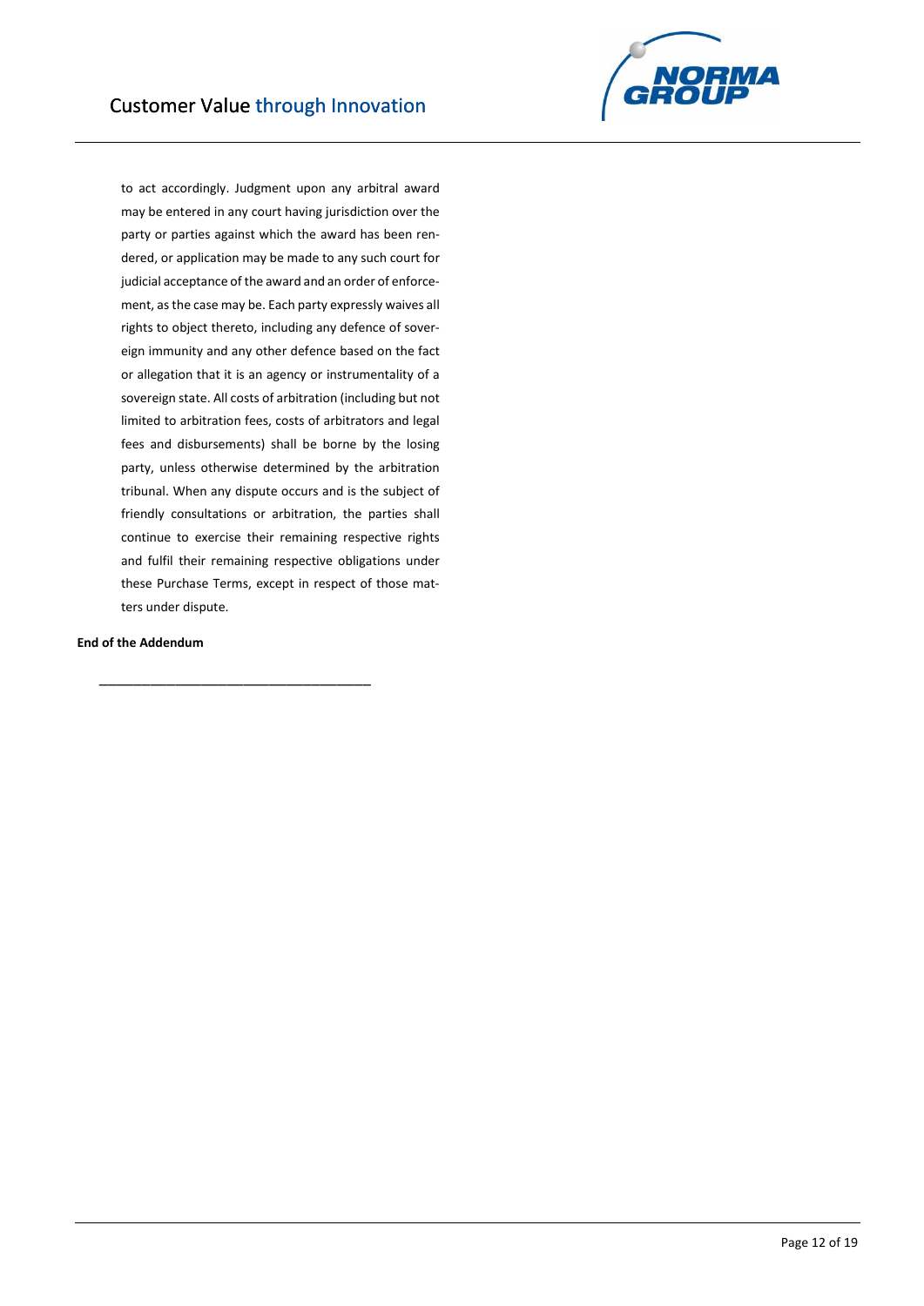to act accordingly. Judgment upon any arbitral award may be entered in any court having jurisdiction over the party or parties against which the award has been rendered, or application may be made to any such court for judicial acceptance of the award and an order of enforcement, as the case may be. Each party expressly waives all rights to object thereto, including any defence of sovereign immunity and any other defence based on the fact or allegation that it is an agency or instrumentality of a sovereign state. All costs of arbitration (including but not limited to arbitration fees, costs of arbitrators and legal fees and disbursements) shall be borne by the losing party, unless otherwise determined by the arbitration tribunal. When any dispute occurs and is the subject of friendly consultations or arbitration, the parties shall continue to exercise their remaining respective rights and fulfil their remaining respective obligations under these Purchase Terms, except in respect of those matters under dispute.

**End of the Addendum**

_______________________________________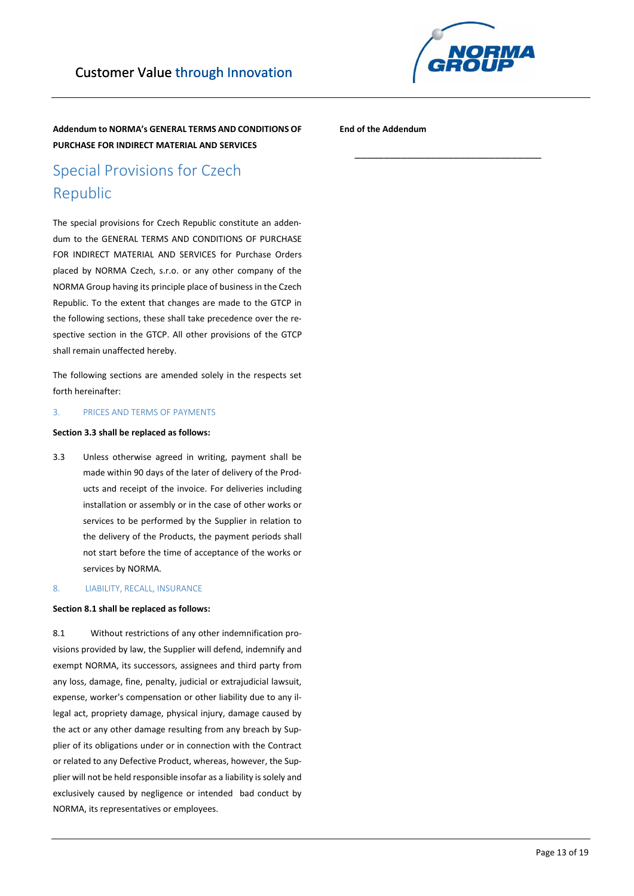**Addendum to NORMA's GENERAL TERMS AND CONDITIONS OF PURCHASE FOR INDIRECT MATERIAL AND SERVICES**

# Special Provisions for Czech Republic

The special provisions for Czech Republic constitute an addendum to the GENERAL TERMS AND CONDITIONS OF PURCHASE FOR INDIRECT MATERIAL AND SERVICES for Purchase Orders placed by NORMA Czech, s.r.o. or any other company of the NORMA Group having its principle place of business in the Czech Republic. To the extent that changes are made to the GTCP in the following sections, these shall take precedence over the respective section in the GTCP. All other provisions of the GTCP shall remain unaffected hereby.

The following sections are amended solely in the respects set forth hereinafter:

## 3. PRICES AND TERMS OF PAYMENTS

**Section 3.3 shall be replaced as follows:**

3.3 Unless otherwise agreed in writing, payment shall be made within 90 days of the later of delivery of the Products and receipt of the invoice. For deliveries including installation or assembly or in the case of other works or services to be performed by the Supplier in relation to the delivery of the Products, the payment periods shall not start before the time of acceptance of the works or services by NORMA.

## 8. LIABILITY, RECALL, INSURANCE

**Section 8.1 shall be replaced as follows:**

8.1 Without restrictions of any other indemnification provisions provided by law, the Supplier will defend, indemnify and exempt NORMA, its successors, assignees and third party from any loss, damage, fine, penalty, judicial or extrajudicial lawsuit, expense, worker's compensation or other liability due to any illegal act, propriety damage, physical injury, damage caused by the act or any other damage resulting from any breach by Supplier of its obligations under or in connection with the Contract or related to any Defective Product, whereas, however, the Supplier will not be held responsible insofar as a liability is solely and exclusively caused by negligence or intended bad conduct by NORMA, its representatives or employees.

**End of the Addendum**

---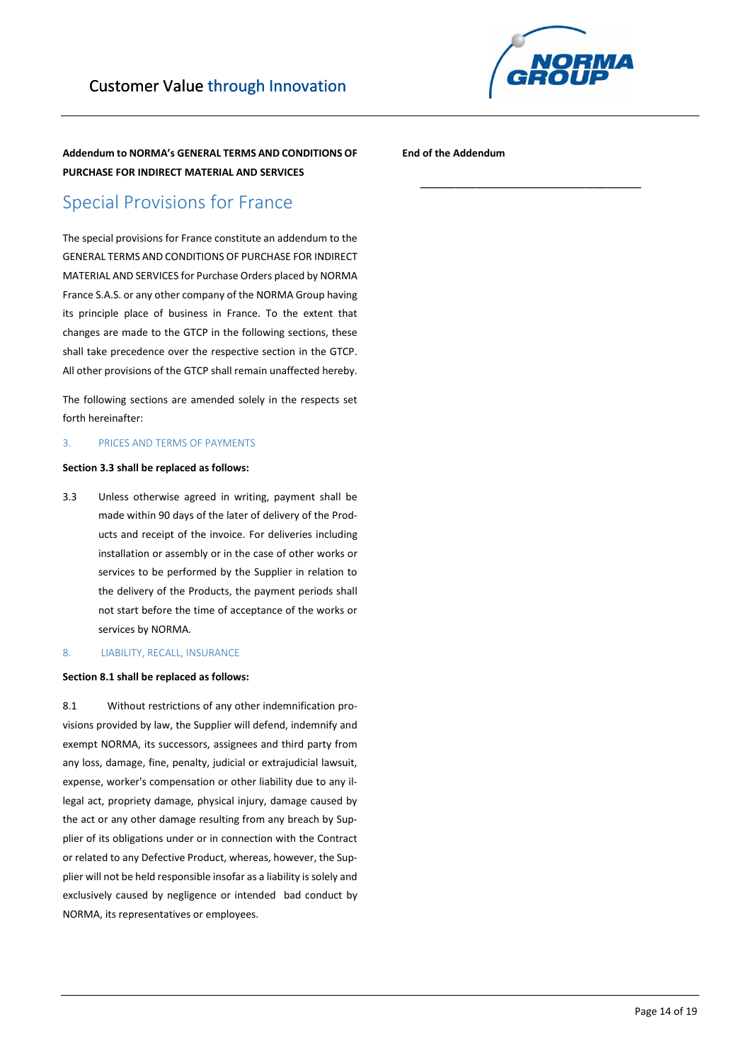**Addendum to NORMA's GENERAL TERMS AND CONDITIONS OF PURCHASE FOR INDIRECT MATERIAL AND SERVICES**

# Special Provisions for France

The special provisions for France constitute an addendum to the GENERAL TERMS AND CONDITIONS OF PURCHASE FOR INDIRECT MATERIAL AND SERVICES for Purchase Orders placed by NORMA France S.A.S. or any other company of the NORMA Group having its principle place of business in France. To the extent that changes are made to the GTCP in the following sections, these shall take precedence over the respective section in the GTCP. All other provisions of the GTCP shall remain unaffected hereby.

The following sections are amended solely in the respects set forth hereinafter:

## 3. PRICES AND TERMS OF PAYMENTS

**Section 3.3 shall be replaced as follows:**

3.3 Unless otherwise agreed in writing, payment shall be made within 90 days of the later of delivery of the Products and receipt of the invoice. For deliveries including installation or assembly or in the case of other works or services to be performed by the Supplier in relation to the delivery of the Products, the payment periods shall not start before the time of acceptance of the works or services by NORMA.

## 8. LIABILITY, RECALL, INSURANCE

**Section 8.1 shall be replaced as follows:**

8.1 Without restrictions of any other indemnification provisions provided by law, the Supplier will defend, indemnify and exempt NORMA, its successors, assignees and third party from any loss, damage, fine, penalty, judicial or extrajudicial lawsuit, expense, worker's compensation or other liability due to any illegal act, propriety damage, physical injury, damage caused by the act or any other damage resulting from any breach by Supplier of its obligations under or in connection with the Contract or related to any Defective Product, whereas, however, the Supplier will not be held responsible insofar as a liability is solely and exclusively caused by negligence or intended bad conduct by NORMA, its representatives or employees.

**End of the Addendum**

---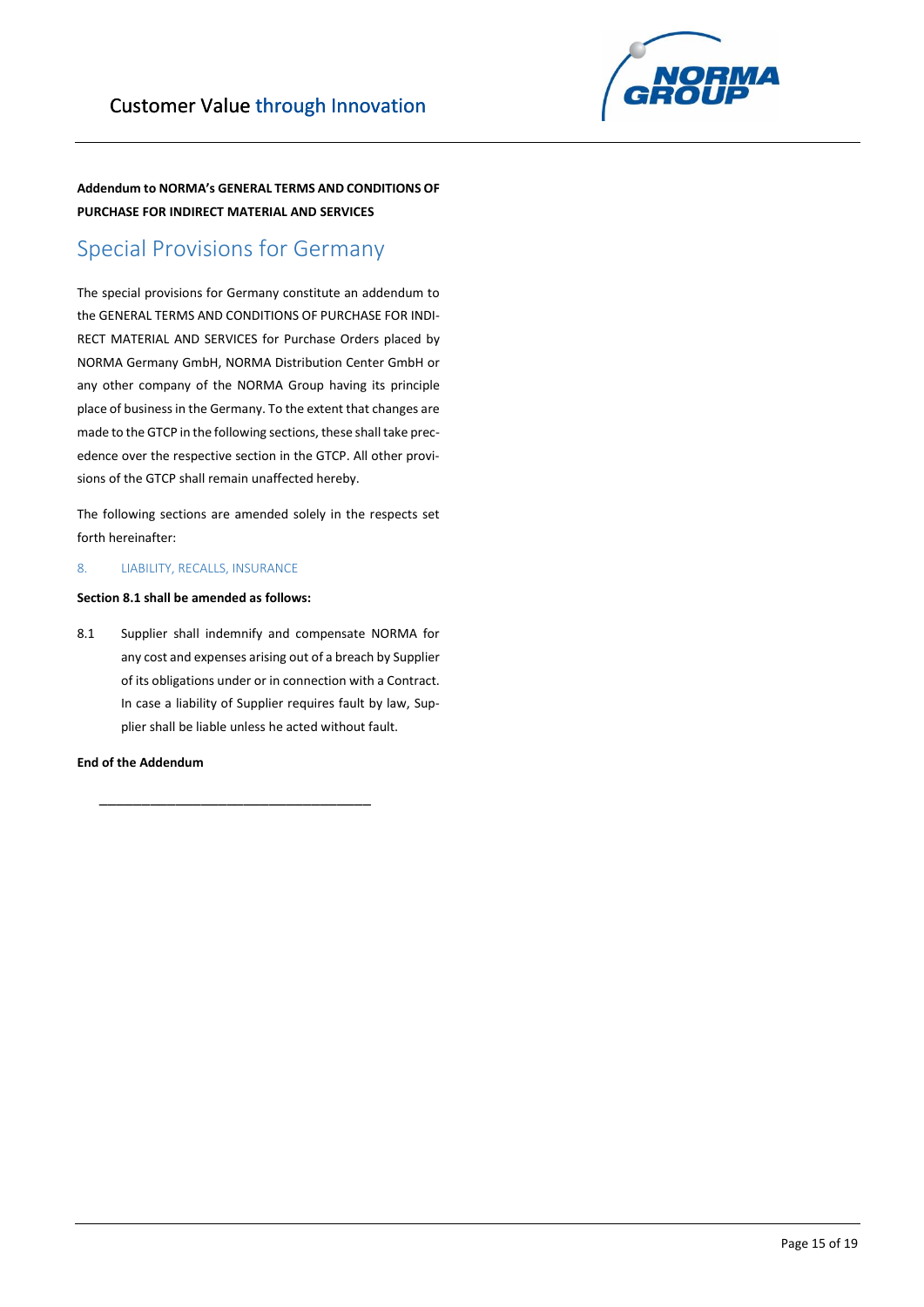**Addendum to NORMA's GENERAL TERMS AND CONDITIONS OF PURCHASE FOR INDIRECT MATERIAL AND SERVICES**

# Special Provisions for Germany

The special provisions for Germany constitute an addendum to the GENERAL TERMS AND CONDITIONS OF PURCHASE FOR INDIRECT MATERIAL AND SERVICES for Purchase Orders placed by NORMA Germany GmbH, NORMA Distribution Center GmbH or any other company of the NORMA Group having its principle place of business in the Germany. To the extent that changes are made to the GTCP in the following sections, these shall take precedence over the respective section in the GTCP. All other provisions of the GTCP shall remain unaffected hereby.

The following sections are amended solely in the respects set forth hereinafter:

## 8. LIABILITY, RECALLS, INSURANCE

**Section 8.1 shall be amended as follows:**

8.1 Supplier shall indemnify and compensate NORMA for any cost and expenses arising out of a breach by Supplier of its obligations under or in connection with a Contract. In case a liability of Supplier requires fault by law, Supplier shall be liable unless he acted without fault.

**End of the Addendum**

---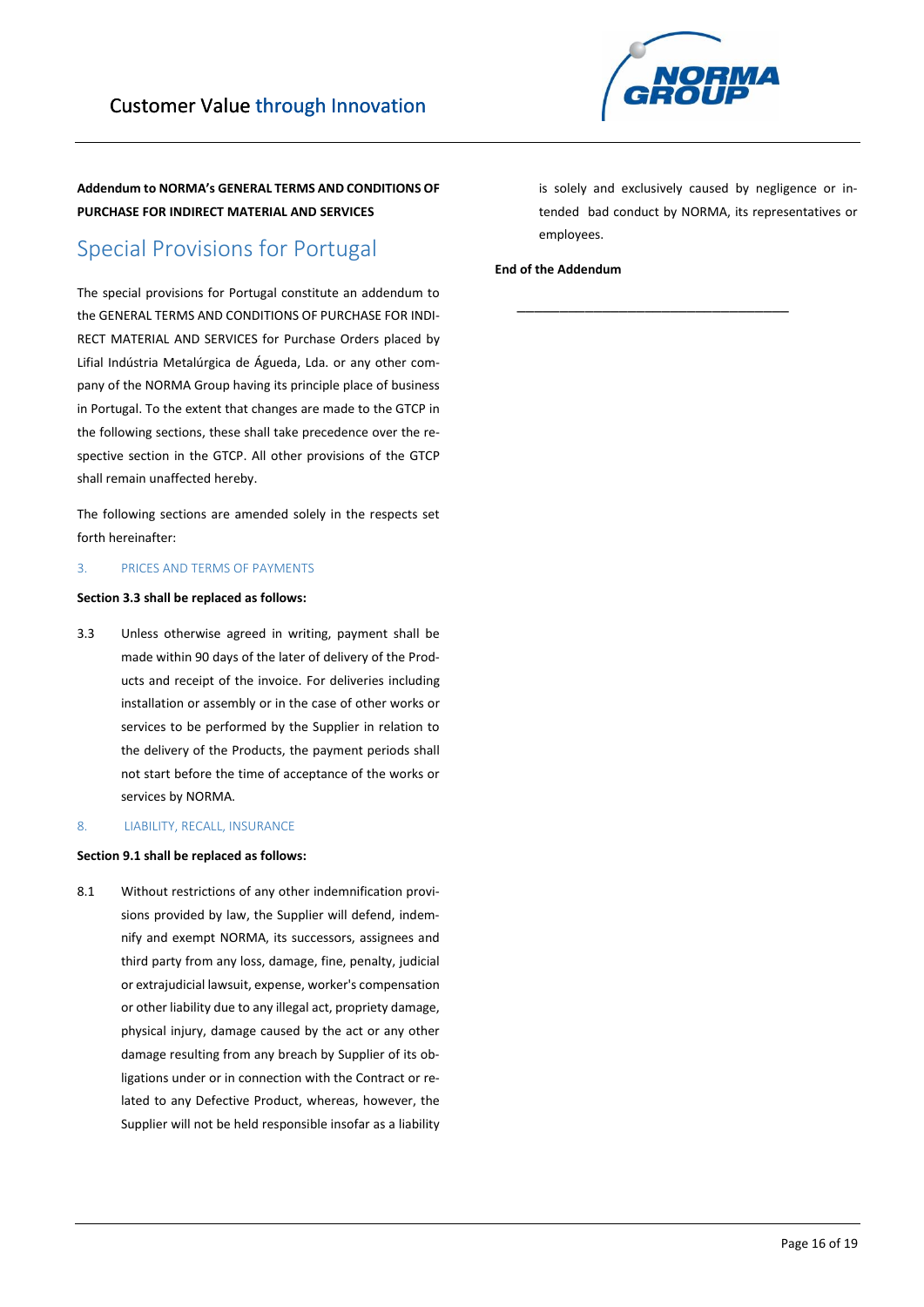**Addendum to NORMA's GENERAL TERMS AND CONDITIONS OF PURCHASE FOR INDIRECT MATERIAL AND SERVICES**

# Special Provisions for Portugal

The special provisions for Portugal constitute an addendum to the GENERAL TERMS AND CONDITIONS OF PURCHASE FOR INDIRECT MATERIAL AND SERVICES for Purchase Orders placed by Lifial Indústria Metalúrgica de Águeda, Lda. or any other company of the NORMA Group having its principle place of business in Portugal. To the extent that changes are made to the GTCP in the following sections, these shall take precedence over the respective section in the GTCP. All other provisions of the GTCP shall remain unaffected hereby.

The following sections are amended solely in the respects set forth hereinafter:

## 3. PRICES AND TERMS OF PAYMENTS

**Section 3.3 shall be replaced as follows:**

3.3 Unless otherwise agreed in writing, payment shall be made within 90 days of the later of delivery of the Products and receipt of the invoice. For deliveries including installation or assembly or in the case of other works or services to be performed by the Supplier in relation to the delivery of the Products, the payment periods shall not start before the time of acceptance of the works or services by NORMA.

## 8. LIABILITY, RECALL, INSURANCE

**Section 9.1 shall be replaced as follows:**

8.1 Without restrictions of any other indemnification provisions provided by law, the Supplier will defend, indemnify and exempt NORMA, its successors, assignees and third party from any loss, damage, fine, penalty, judicial or extrajudicial lawsuit, expense, worker's compensation or other liability due to any illegal act, propriety damage, physical injury, damage caused by the act or any other damage resulting from any breach by Supplier of its obligations under or in connection with the Contract or related to any Defective Product, whereas, however, the Supplier will not be held responsible insofar as a liability is solely and exclusively caused by negligence or intended bad conduct by NORMA, its representatives or employees.

**End of the Addendum**

______________________________________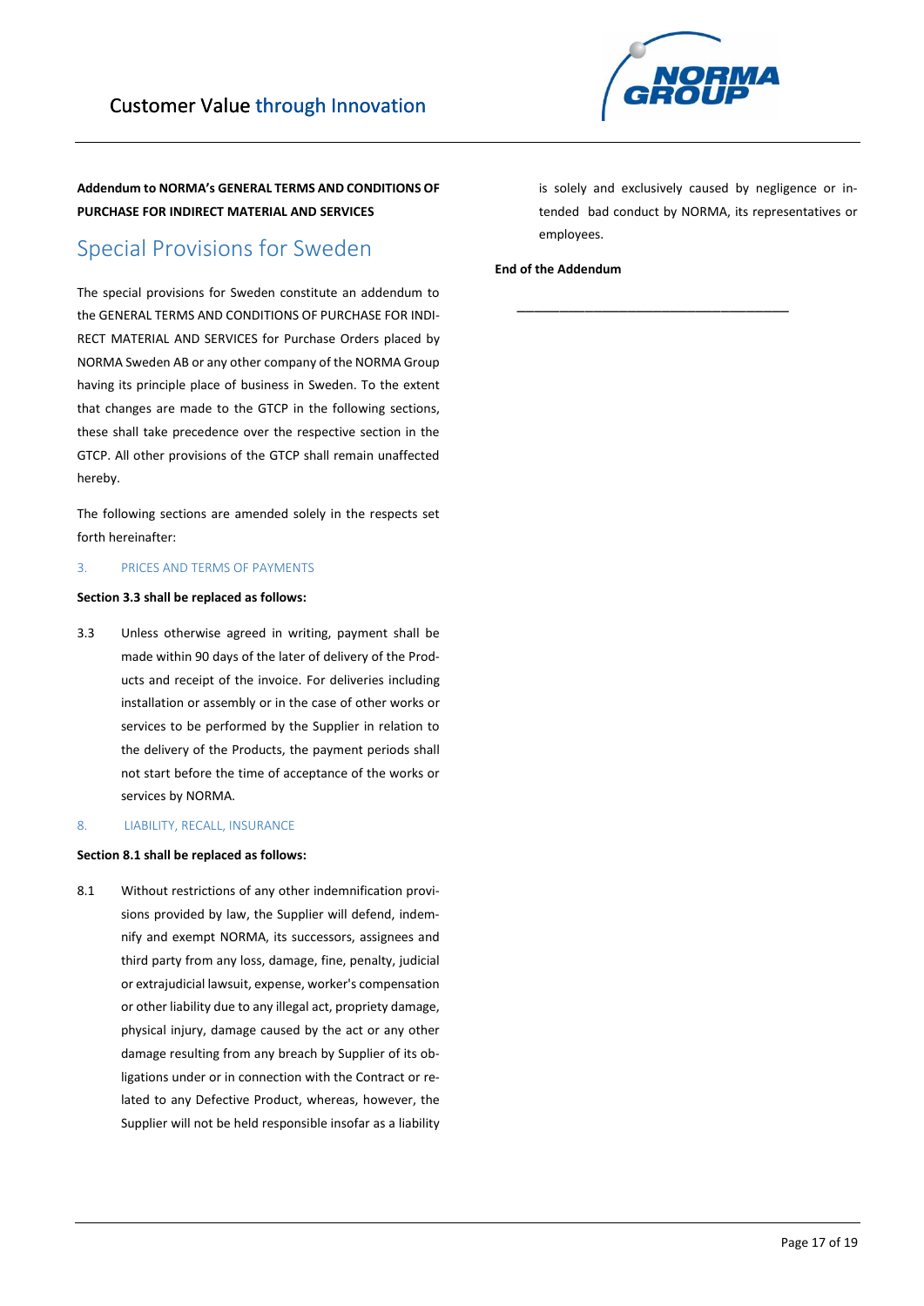**Addendum to NORMA's GENERAL TERMS AND CONDITIONS OF PURCHASE FOR INDIRECT MATERIAL AND SERVICES**

# Special Provisions for Sweden

The special provisions for Sweden constitute an addendum to the GENERAL TERMS AND CONDITIONS OF PURCHASE FOR INDIRECT MATERIAL AND SERVICES for Purchase Orders placed by NORMA Sweden AB or any other company of the NORMA Group having its principle place of business in Sweden. To the extent that changes are made to the GTCP in the following sections, these shall take precedence over the respective section in the GTCP. All other provisions of the GTCP shall remain unaffected hereby.

The following sections are amended solely in the respects set forth hereinafter:

## 3. PRICES AND TERMS OF PAYMENTS

**Section 3.3 shall be replaced as follows:**

3.3 Unless otherwise agreed in writing, payment shall be made within 90 days of the later of delivery of the Products and receipt of the invoice. For deliveries including installation or assembly or in the case of other works or services to be performed by the Supplier in relation to the delivery of the Products, the payment periods shall not start before the time of acceptance of the works or services by NORMA.

## 8. LIABILITY, RECALL, INSURANCE

**Section 8.1 shall be replaced as follows:**

8.1 Without restrictions of any other indemnification provisions provided by law, the Supplier will defend, indemnify and exempt NORMA, its successors, assignees and third party from any loss, damage, fine, penalty, judicial or extrajudicial lawsuit, expense, worker's compensation or other liability due to any illegal act, propriety damage, physical injury, damage caused by the act or any other damage resulting from any breach by Supplier of its obligations under or in connection with the Contract or related to any Defective Product, whereas, however, the Supplier will not be held responsible insofar as a liability is solely and exclusively caused by negligence or intended bad conduct by NORMA, its representatives or employees.

**End of the Addendum**

---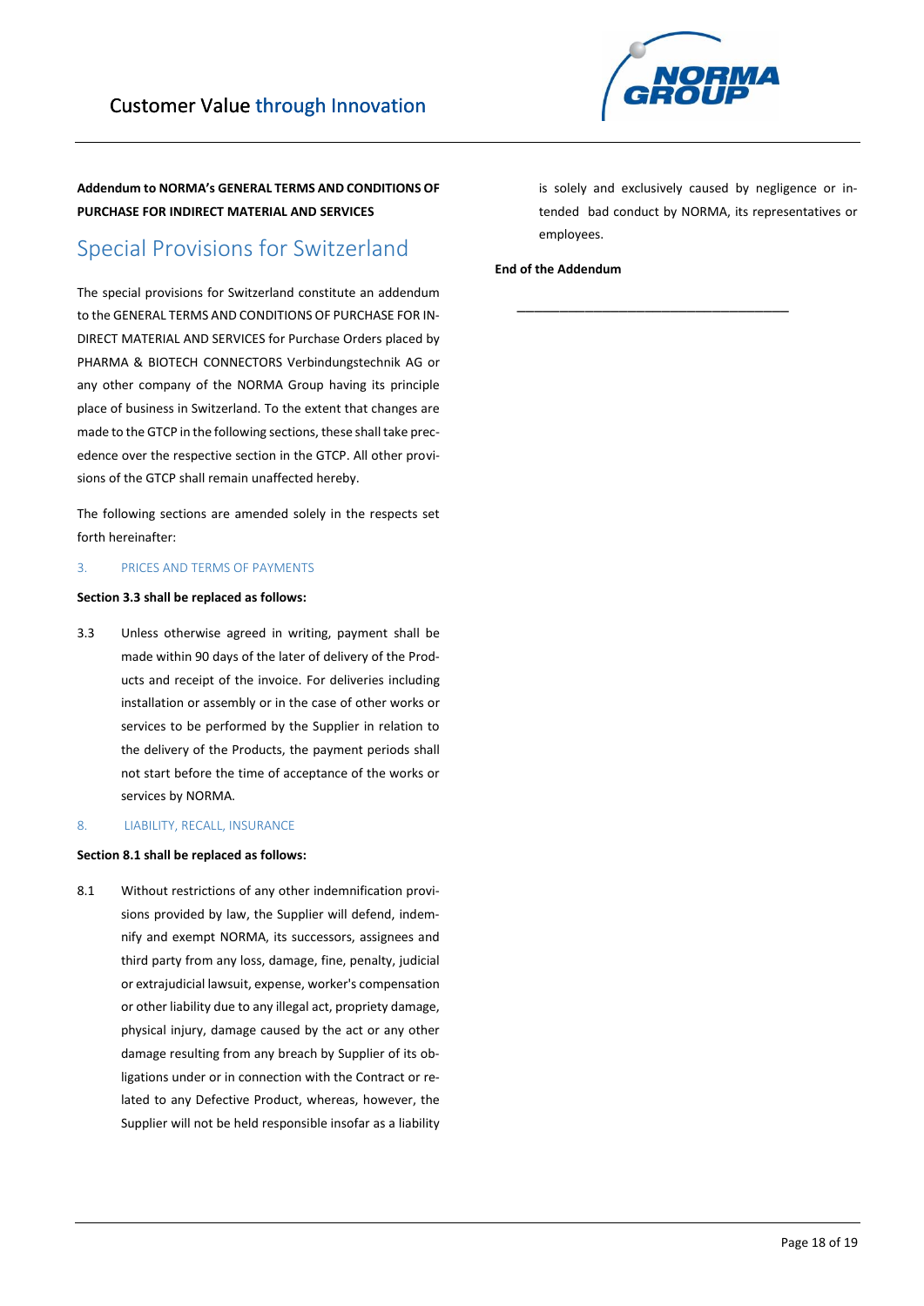**Addendum to NORMA's GENERAL TERMS AND CONDITIONS OF PURCHASE FOR INDIRECT MATERIAL AND SERVICES**

# Special Provisions for Switzerland

The special provisions for Switzerland constitute an addendum to the GENERAL TERMS AND CONDITIONS OF PURCHASE FOR INDIRECT MATERIAL AND SERVICES for Purchase Orders placed by PHARMA & BIOTECH CONNECTORS Verbindungstechnik AG or any other company of the NORMA Group having its principle place of business in Switzerland. To the extent that changes are made to the GTCP in the following sections, these shall take precedence over the respective section in the GTCP. All other provisions of the GTCP shall remain unaffected hereby.

The following sections are amended solely in the respects set forth hereinafter:

## 3. PRICES AND TERMS OF PAYMENTS

**Section 3.3 shall be replaced as follows:**

3.3 Unless otherwise agreed in writing, payment shall be made within 90 days of the later of delivery of the Products and receipt of the invoice. For deliveries including installation or assembly or in the case of other works or services to be performed by the Supplier in relation to the delivery of the Products, the payment periods shall not start before the time of acceptance of the works or services by NORMA.

## 8. LIABILITY, RECALL, INSURANCE

**Section 8.1 shall be replaced as follows:**

8.1 Without restrictions of any other indemnification provisions provided by law, the Supplier will defend, indemnify and exempt NORMA, its successors, assignees and third party from any loss, damage, fine, penalty, judicial or extrajudicial lawsuit, expense, worker's compensation or other liability due to any illegal act, propriety damage, physical injury, damage caused by the act or any other damage resulting from any breach by Supplier of its obligations under or in connection with the Contract or related to any Defective Product, whereas, however, the Supplier will not be held responsible insofar as a liability is solely and exclusively caused by negligence or intended bad conduct by NORMA, its representatives or employees.

**End of the Addendum**

---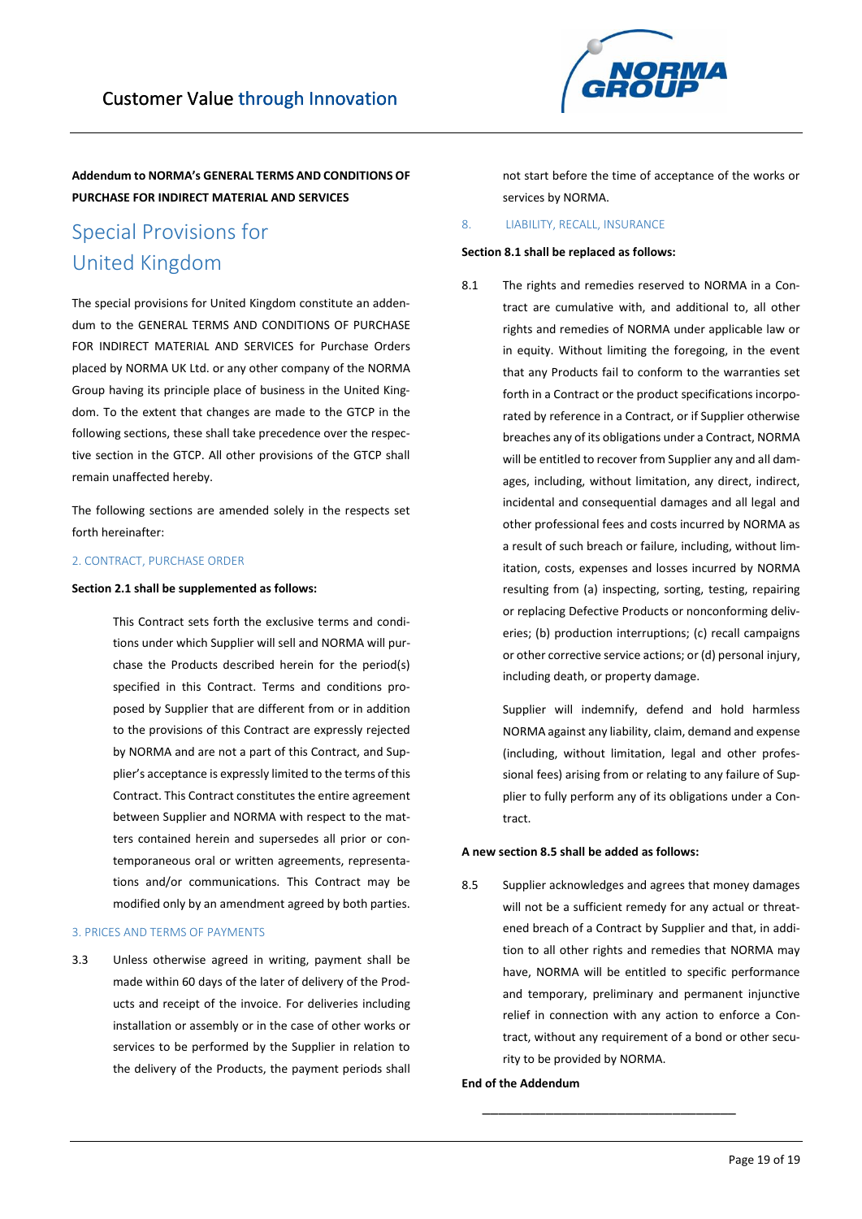**Addendum to NORMA's GENERAL TERMS AND CONDITIONS OF PURCHASE FOR INDIRECT MATERIAL AND SERVICES**

# Special Provisions for United Kingdom

The special provisions for United Kingdom constitute an addendum to the GENERAL TERMS AND CONDITIONS OF PURCHASE FOR INDIRECT MATERIAL AND SERVICES for Purchase Orders placed by NORMA UK Ltd. or any other company of the NORMA Group having its principle place of business in the United Kingdom. To the extent that changes are made to the GTCP in the following sections, these shall take precedence over the respective section in the GTCP. All other provisions of the GTCP shall remain unaffected hereby.

The following sections are amended solely in the respects set forth hereinafter:

## 2. CONTRACT, PURCHASE ORDER

**Section 2.1 shall be supplemented as follows:**

This Contract sets forth the exclusive terms and conditions under which Supplier will sell and NORMA will purchase the Products described herein for the period(s) specified in this Contract. Terms and conditions proposed by Supplier that are different from or in addition to the provisions of this Contract are expressly rejected by NORMA and are not a part of this Contract, and Supplier's acceptance is expressly limited to the terms of this Contract. This Contract constitutes the entire agreement between Supplier and NORMA with respect to the matters contained herein and supersedes all prior or contemporaneous oral or written agreements, representations and/or communications. This Contract may be modified only by an amendment agreed by both parties.

## 3. PRICES AND TERMS OF PAYMENTS

3.3 Unless otherwise agreed in writing, payment shall be made within 60 days of the later of delivery of the Products and receipt of the invoice. For deliveries including installation or assembly or in the case of other works or services to be performed by the Supplier in relation to the delivery of the Products, the payment periods shall not start before the time of acceptance of the works or services by NORMA.

## 8. LIABILITY, RECALL, INSURANCE

**Section 8.1 shall be replaced as follows:**

8.1 The rights and remedies reserved to NORMA in a Contract are cumulative with, and additional to, all other rights and remedies of NORMA under applicable law or in equity. Without limiting the foregoing, in the event that any Products fail to conform to the warranties set forth in a Contract or the product specifications incorporated by reference in a Contract, or if Supplier otherwise breaches any of its obligations under a Contract, NORMA will be entitled to recover from Supplier any and all damages, including, without limitation, any direct, indirect, incidental and consequential damages and all legal and other professional fees and costs incurred by NORMA as a result of such breach or failure, including, without limitation, costs, expenses and losses incurred by NORMA resulting from (a) inspecting, sorting, testing, repairing or replacing Defective Products or nonconforming deliveries; (b) production interruptions; (c) recall campaigns or other corrective service actions; or (d) personal injury, including death, or property damage.

Supplier will indemnify, defend and hold harmless NORMA against any liability, claim, demand and expense (including, without limitation, legal and other professional fees) arising from or relating to any failure of Supplier to fully perform any of its obligations under a Contract.

**A new section 8.5 shall be added as follows:**

8.5 Supplier acknowledges and agrees that money damages will not be a sufficient remedy for any actual or threatened breach of a Contract by Supplier and that, in addition to all other rights and remedies that NORMA may have, NORMA will be entitled to specific performance and temporary, preliminary and permanent injunctive relief in connection with any action to enforce a Contract, without any requirement of a bond or other security to be provided by NORMA.

**End of the Addendum**

\_\_\_\_\_\_\_\_\_\_\_\_\_\_\_\_\_\_\_\_\_\_\_\_\_\_\_\_\_\_\_\_\_\_\_\_\_\_\_\_